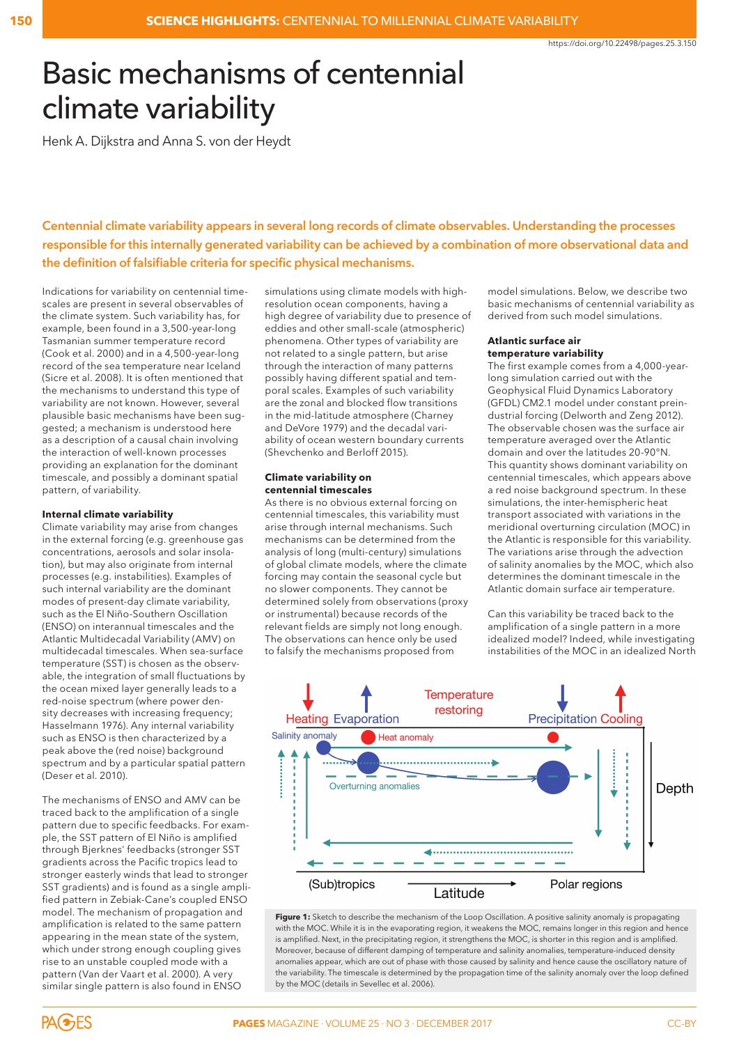https://doi.org/10.22498/pages.25.3.150

# Basic mechanisms of centennial climate variability

Henk A. Dijkstra and Anna S. von der Heydt

**Centennial climate variability appears in several long records of climate observables. Understanding the processes responsible for this internally generated variability can be achieved by a combination of more observational data and the definition of falsifiable criteria for specific physical mechanisms.**

Indications for variability on centennial timescales are present in several observables of the climate system. Such variability has, for example, been found in a 3,500-year-long Tasmanian summer temperature record (Cook et al. 2000) and in a 4,500-year-long record of the sea temperature near Iceland (Sicre et al. 2008). It is often mentioned that the mechanisms to understand this type of variability are not known. However, several plausible basic mechanisms have been suggested; a mechanism is understood here as a description of a causal chain involving the interaction of well-known processes providing an explanation for the dominant timescale, and possibly a dominant spatial pattern, of variability.

## Internal climate variability

Climate variability may arise from changes in the external forcing (e.g. greenhouse gas concentrations, aerosols and solar insolation), but may also originate from internal processes (e.g. instabilities). Examples of such internal variability are the dominant modes of present-day climate variability, such as the El Niño-Southern Oscillation (ENSO) on interannual timescales and the Atlantic Multidecadal Variability (AMV) on multidecadal timescales. When sea-surface temperature (SST) is chosen as the observable, the integration of small fluctuations by the ocean mixed layer generally leads to a red-noise spectrum (where power density decreases with increasing frequency; Hasselmann 1976). Any internal variability such as ENSO is then characterized by a peak above the (red noise) background spectrum and by a particular spatial pattern (Deser et al. 2010).

The mechanisms of ENSO and AMV can be traced back to the amplification of a single pattern due to specific feedbacks. For example, the SST pattern of El Niño is amplified through Bjerknes' feedbacks (stronger SST gradients across the Pacific tropics lead to stronger easterly winds that lead to stronger SST gradients) and is found as a single amplified pattern in Zebiak-Cane's coupled ENSO model. The mechanism of propagation and amplification is related to the same pattern appearing in the mean state of the system, which under strong enough coupling gives rise to an unstable coupled mode with a pattern (Van der Vaart et al. 2000). A very similar single pattern is also found in ENSO simulations using climate models with high-resolution ocean components, having a high degree of variability due to presence of eddies and other small-scale (atmospheric) phenomena. Other types of variability are not related to a single pattern, but arise through the interaction of many patterns possibly having different spatial and temporal scales. Examples of such variability are the zonal and blocked flow transitions in the mid-latitude atmosphere (Charney and DeVore 1979) and the decadal variability of ocean western boundary currents (Shevchenko and Berloff 2015).

## Climate variability on centennial timescales

As there is no obvious external forcing on centennial timescales, this variability must arise through internal mechanisms. Such mechanisms can be determined from the analysis of long (multi-century) simulations of global climate models, where the climate forcing may contain the seasonal cycle but no slower components. They cannot be determined solely from observations (proxy or instrumental) because records of the relevant fields are simply not long enough. The observations can hence only be used to falsify the mechanisms proposed from model simulations. Below, we describe two basic mechanisms of centennial variability as derived from such model simulations.

## Atlantic surface air temperature variability

The first example comes from a 4,000-year-long simulation carried out with the Geophysical Fluid Dynamics Laboratory (GFDL) CM2.1 model under constant preindustrial forcing (Delworth and Zeng 2012). The observable chosen was the surface air temperature averaged over the Atlantic domain and over the latitudes 20-90°N. This quantity shows dominant variability on centennial timescales, which appears above a red noise background spectrum. In these simulations, the inter-hemispheric heat transport associated with variations in the meridional overturning circulation (MOC) in the Atlantic is responsible for this variability. The variations arise through the advection of salinity anomalies by the MOC, which also determines the dominant timescale in the Atlantic domain surface air temperature.

Can this variability be traced back to the amplification of a single pattern in a more idealized model? Indeed, while investigating instabilities of the MOC in an idealized North

**Figure 1:** Sketch to describe the mechanism of the Loop Oscillation. A positive salinity anomaly is propagating with the MOC. While it is in the evaporating region, it weakens the MOC, remains longer in this region and hence is amplified. Next, in the precipitating region, it strengthens the MOC, is shorter in this region and is amplified. Moreover, because of different damping of temperature and salinity anomalies, temperature-induced density anomalies appear, which are out of phase with those caused by salinity and hence cause the oscillatory nature of the variability. The timescale is determined by the propagation time of the salinity anomaly over the loop defined by the MOC (details in Sevellec et al. 2006).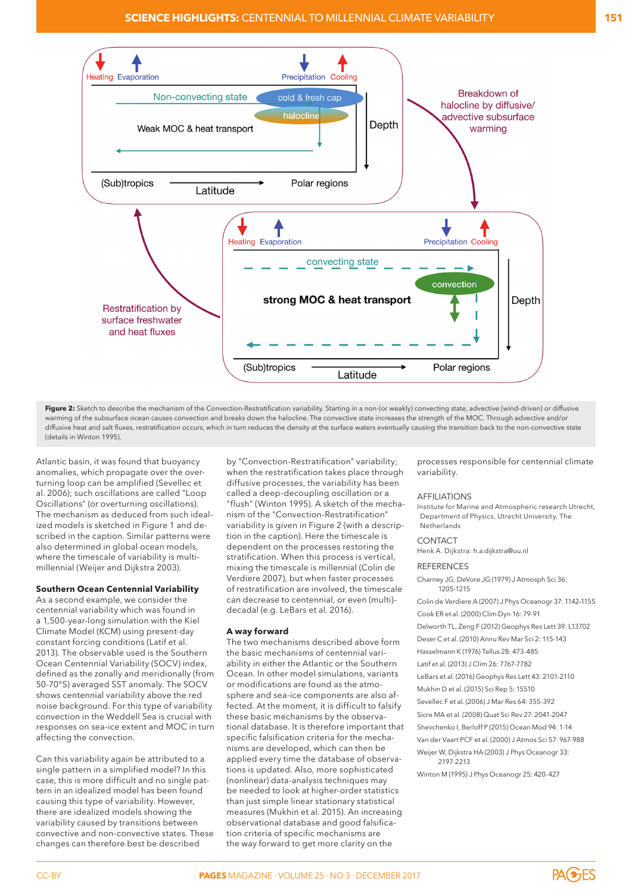Heating Evaporation

Precipitation Cooling

Non-convecting state

cold & fresh cap

halocline

Weak MOC & heat transport

Depth

(Sub)tropics Latitude Polar regions

Breakdown of halocline by diffusive/ advective subsurface warming

Heating Evaporation

Precipitation Cooling

convecting state

convection

strong MOC & heat transport

Depth

(Sub)tropics Latitude Polar regions

Restratification by surface freshwater and heat fluxes

**Figure 2:** Sketch to describe the mechanism of the Convection-Restratification variability. Starting in a non-(or weakly) convecting state, advective (wind-driven) or diffusive warming of the subsurface ocean causes convection and breaks down the halocline. The convective state increases the strength of the MOC. Through advective and/or diffusive heat and salt fluxes, restratification occurs, which in turn reduces the density at the surface waters eventually causing the transition back to the non-convective state (details in Winton 1995).

Atlantic basin, it was found that buoyancy anomalies, which propagate over the overturning loop can be amplified (Sevellec et al. 2006); such oscillations are called "Loop Oscillations" (or overturning oscillations). The mechanism as deduced from such idealized models is sketched in Figure 1 and described in the caption. Similar patterns were also determined in global ocean models, where the timescale of variability is multi-millennial (Weijer and Dijkstra 2003).

**Southern Ocean Centennial Variability**

As a second example, we consider the centennial variability which was found in a 1,500-year-long simulation with the Kiel Climate Model (KCM) using present-day constant forcing conditions (Latif et al. 2013). The observable used is the Southern Ocean Centennial Variability (SOCV) index, defined as the zonally and meridionally (from 50-70°S) averaged SST anomaly. The SOCV shows centennial variability above the red noise background. For this type of variability convection in the Weddell Sea is crucial with responses on sea-ice extent and MOC in turn affecting the convection.

Can this variability again be attributed to a single pattern in a simplified model? In this case, this is more difficult and no single pattern in an idealized model has been found causing this type of variability. However, there are idealized models showing the variability caused by transitions between convective and non-convective states. These changes can therefore best be described by "Convection-Restratification" variability; when the restratification takes place through diffusive processes, the variability has been called a deep-decoupling oscillation or a "flush" (Winton 1995). A sketch of the mechanism of the "Convection-Restratification" variability is given in Figure 2 (with a description in the caption). Here the timescale is dependent on the processes restoring the stratification. When this process is vertical, mixing the timescale is millennial (Colin de Verdiere 2007), but when faster processes of restratification are involved, the timescale can decrease to centennial, or even (multi)-decadal (e.g. LeBars et al. 2016).

**A way forward**

The two mechanisms described above form the basic mechanisms of centennial variability in either the Atlantic or the Southern Ocean. In other model simulations, variants or modifications are found as the atmosphere and sea-ice components are also affected. At the moment, it is difficult to falsify these basic mechanisms by the observational database. It is therefore important that specific falsification criteria for the mechanisms are developed, which can then be applied every time the database of observations is updated. Also, more sophisticated (nonlinear) data-analysis techniques may be needed to look at higher-order statistics than just simple linear stationary statistical measures (Mukhin et al. 2015). An increasing observational database and good falsification criteria of specific mechanisms are the way forward to get more clarity on the processes responsible for centennial climate variability.

AFFILIATIONS

Institute for Marine and Atmospheric research Utrecht, Department of Physics, Utrecht University, The Netherlands

CONTACT

Henk A. Dijkstra: h.a.dijkstra@uu.nl

REFERENCES

Charney JG, DeVore JG (1979) J Atmosph Sci 36: 1205-1215

Colin de Verdiere A (2007) J Phys Oceanogr 37: 1142-1155

Cook ER et al. (2000) Clim Dyn 16: 79-91

Delworth TL, Zeng F (2012) Geophys Res Lett 39: L13702

Deser C et al. (2010) Annu Rev Mar Sci 2: 115-143

Hasselmann K (1976) Tellus 28: 473-485

Latif et al. (2013) J Clim 26: 7767-7782

LeBars et al. (2016) Geophys Res Lett 43: 2101-2110

Mukhin D et al. (2015) Sci Rep 5: 15510

Sevellec F et al. (2006) J Mar Res 64: 355-392

Sicre MA et al. (2008) Quat Sci Rev 27: 2041-2047

Shevchenko I, Berloff P (2015) Ocean Mod 94: 1-14

Van der Vaart PCF et al. (2000) J Atmos Sci 57: 967-988

Weijer W, Dijkstra HA (2003) J Phys Oceanogr 33: 2197-2213

Winton M (1995) J Phys Oceanogr 25: 420-427